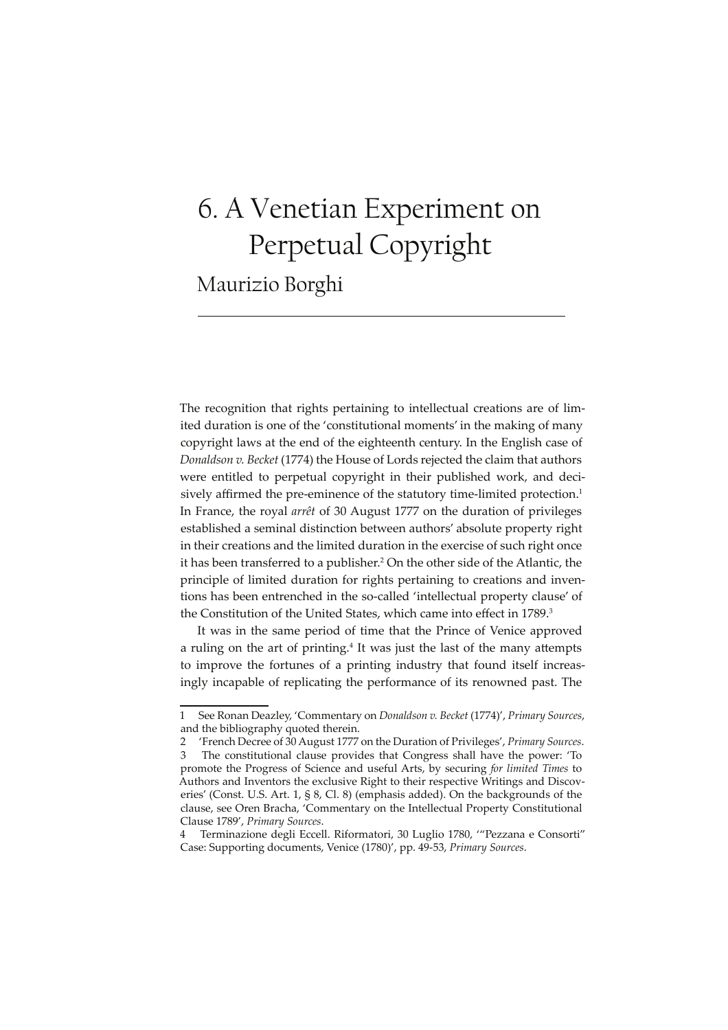# 6. A Venetian Experiment on Perpetual Copyright

## Maurizio Borghi

The recognition that rights pertaining to intellectual creations are of limited duration is one of the 'constitutional moments' in the making of many copyright laws at the end of the eighteenth century. In the English case of *Donaldson v. Becket* (1774) the House of Lords rejected the claim that authors were entitled to perpetual copyright in their published work, and decisively affirmed the pre-eminence of the statutory time-limited protection.[1] In France, the royal *arrêt* of 30 August 1777 on the duration of privileges established a seminal distinction between authors' absolute property right in their creations and the limited duration in the exercise of such right once it has been transferred to a publisher.[2] On the other side of the Atlantic, the principle of limited duration for rights pertaining to creations and inventions has been entrenched in the so-called 'intellectual property clause' of the Constitution of the United States, which came into effect in 1789.[3]

It was in the same period of time that the Prince of Venice approved a ruling on the art of printing.[4] It was just the last of the many attempts to improve the fortunes of a printing industry that found itself increasingly incapable of replicating the performance of its renowned past. The

---

1 See Ronan Deazley, 'Commentary on *Donaldson v. Becket* (1774)', *Primary Sources*, and the bibliography quoted therein.

2 'French Decree of 30 August 1777 on the Duration of Privileges', *Primary Sources*.

3 The constitutional clause provides that Congress shall have the power: 'To promote the Progress of Science and useful Arts, by securing *for limited Times* to Authors and Inventors the exclusive Right to their respective Writings and Discoveries' (Const. U.S. Art. 1, § 8, Cl. 8) (emphasis added). On the backgrounds of the clause, see Oren Bracha, 'Commentary on the Intellectual Property Constitutional Clause 1789', *Primary Sources*.

4 Terminazione degli Eccell. Riformatori, 30 Luglio 1780, '"Pezzana e Consorti" Case: Supporting documents, Venice (1780)', pp. 49-53, *Primary Sources*.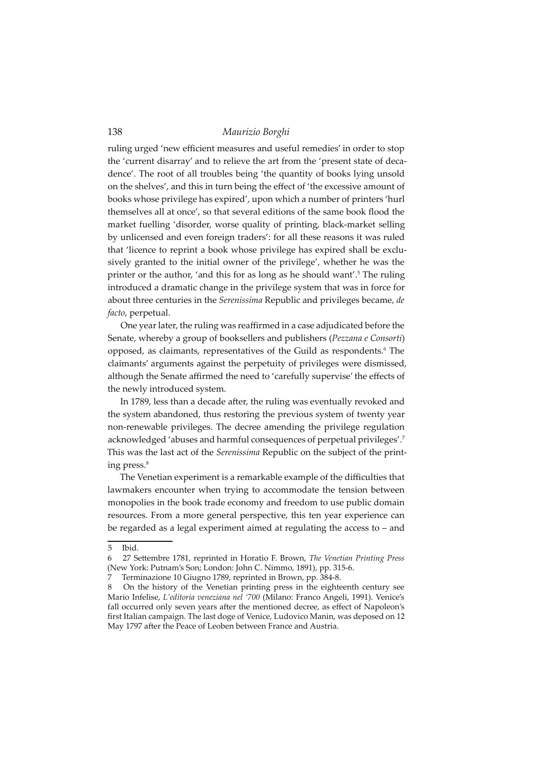ruling urged 'new efficient measures and useful remedies' in order to stop the 'current disarray' and to relieve the art from the 'present state of decadence'. The root of all troubles being 'the quantity of books lying unsold on the shelves', and this in turn being the effect of 'the excessive amount of books whose privilege has expired', upon which a number of printers 'hurl themselves all at once', so that several editions of the same book flood the market fuelling 'disorder, worse quality of printing, black-market selling by unlicensed and even foreign traders': for all these reasons it was ruled that 'licence to reprint a book whose privilege has expired shall be exclusively granted to the initial owner of the privilege', whether he was the printer or the author, 'and this for as long as he should want'.[5] The ruling introduced a dramatic change in the privilege system that was in force for about three centuries in the *Serenissima* Republic and privileges became, *de facto*, perpetual.

One year later, the ruling was reaffirmed in a case adjudicated before the Senate, whereby a group of booksellers and publishers (*Pezzana e Consorti*) opposed, as claimants, representatives of the Guild as respondents.[6] The claimants' arguments against the perpetuity of privileges were dismissed, although the Senate affirmed the need to 'carefully supervise' the effects of the newly introduced system.

In 1789, less than a decade after, the ruling was eventually revoked and the system abandoned, thus restoring the previous system of twenty year non-renewable privileges. The decree amending the privilege regulation acknowledged 'abuses and harmful consequences of perpetual privileges'.[7] This was the last act of the *Serenissima* Republic on the subject of the printing press.[8]

The Venetian experiment is a remarkable example of the difficulties that lawmakers encounter when trying to accommodate the tension between monopolies in the book trade economy and freedom to use public domain resources. From a more general perspective, this ten year experience can be regarded as a legal experiment aimed at regulating the access to – and

---

5 Ibid.

6 27 Settembre 1781, reprinted in Horatio F. Brown, *The Venetian Printing Press* (New York: Putnam's Son; London: John C. Nimmo, 1891), pp. 315-6.

7 Terminazione 10 Giugno 1789, reprinted in Brown, pp. 384-8.

8 On the history of the Venetian printing press in the eighteenth century see Mario Infelise, *L'editoria veneziana nel '700* (Milano: Franco Angeli, 1991). Venice's fall occurred only seven years after the mentioned decree, as effect of Napoleon's first Italian campaign. The last doge of Venice, Ludovico Manin, was deposed on 12 May 1797 after the Peace of Leoben between France and Austria.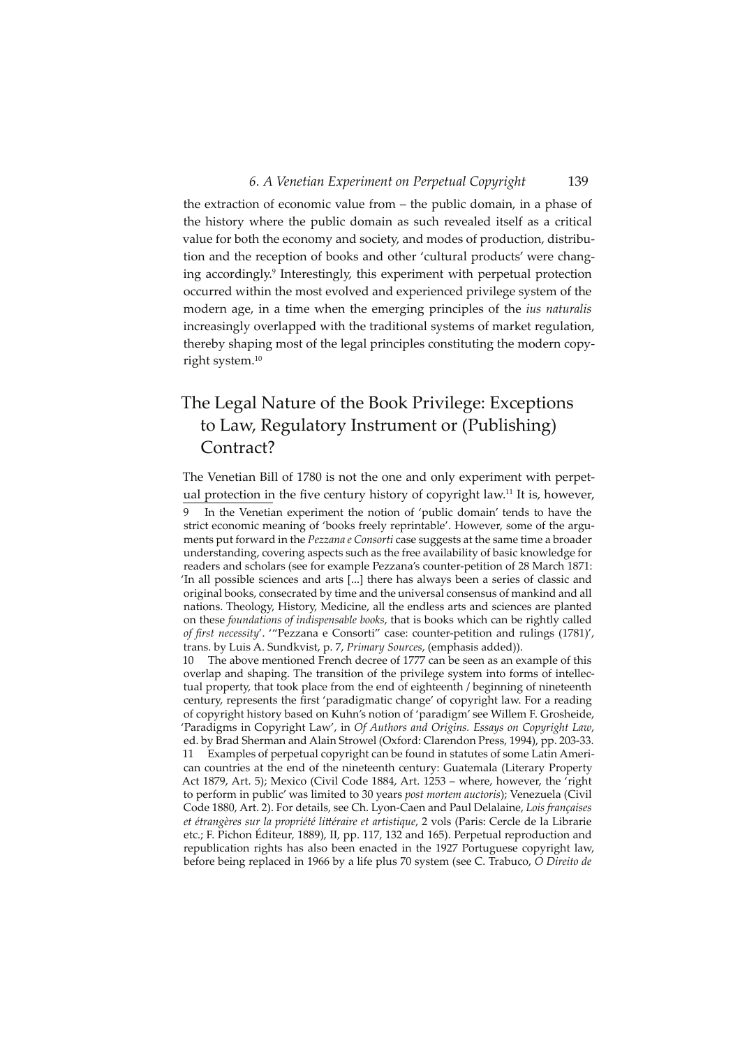the extraction of economic value from – the public domain, in a phase of the history where the public domain as such revealed itself as a critical value for both the economy and society, and modes of production, distribution and the reception of books and other 'cultural products' were changing accordingly.[9] Interestingly, this experiment with perpetual protection occurred within the most evolved and experienced privilege system of the modern age, in a time when the emerging principles of the *ius naturalis* increasingly overlapped with the traditional systems of market regulation, thereby shaping most of the legal principles constituting the modern copyright system.[10]

## The Legal Nature of the Book Privilege: Exceptions to Law, Regulatory Instrument or (Publishing) Contract?

The Venetian Bill of 1780 is not the one and only experiment with perpetual protection in the five century history of copyright law.[11] It is, however,

9 In the Venetian experiment the notion of 'public domain' tends to have the strict economic meaning of 'books freely reprintable'. However, some of the arguments put forward in the *Pezzana e Consorti* case suggests at the same time a broader understanding, covering aspects such as the free availability of basic knowledge for readers and scholars (see for example Pezzana's counter-petition of 28 March 1871: 'In all possible sciences and arts [...] there has always been a series of classic and original books, consecrated by time and the universal consensus of mankind and all nations. Theology, History, Medicine, all the endless arts and sciences are planted on these *foundations of indispensable books*, that is books which can be rightly called *of first necessity*'. '"Pezzana e Consorti" case: counter-petition and rulings (1781)', trans. by Luis A. Sundkvist, p. 7, *Primary Sources*, (emphasis added)).

10 The above mentioned French decree of 1777 can be seen as an example of this overlap and shaping. The transition of the privilege system into forms of intellectual property, that took place from the end of eighteenth / beginning of nineteenth century, represents the first 'paradigmatic change' of copyright law. For a reading of copyright history based on Kuhn's notion of 'paradigm' see Willem F. Grosheide, 'Paradigms in Copyright Law', in *Of Authors and Origins. Essays on Copyright Law*, ed. by Brad Sherman and Alain Strowel (Oxford: Clarendon Press, 1994), pp. 203-33.

11 Examples of perpetual copyright can be found in statutes of some Latin American countries at the end of the nineteenth century: Guatemala (Literary Property Act 1879, Art. 5); Mexico (Civil Code 1884, Art. 1253 – where, however, the 'right to perform in public' was limited to 30 years *post mortem auctoris*); Venezuela (Civil Code 1880, Art. 2). For details, see Ch. Lyon-Caen and Paul Delalaine, *Lois françaises et étrangères sur la propriété littéraire et artistique*, 2 vols (Paris: Cercle de la Librarie etc.; F. Pichon Éditeur, 1889), II, pp. 117, 132 and 165). Perpetual reproduction and republication rights has also been enacted in the 1927 Portuguese copyright law, before being replaced in 1966 by a life plus 70 system (see C. Trabuco, *O Direito de*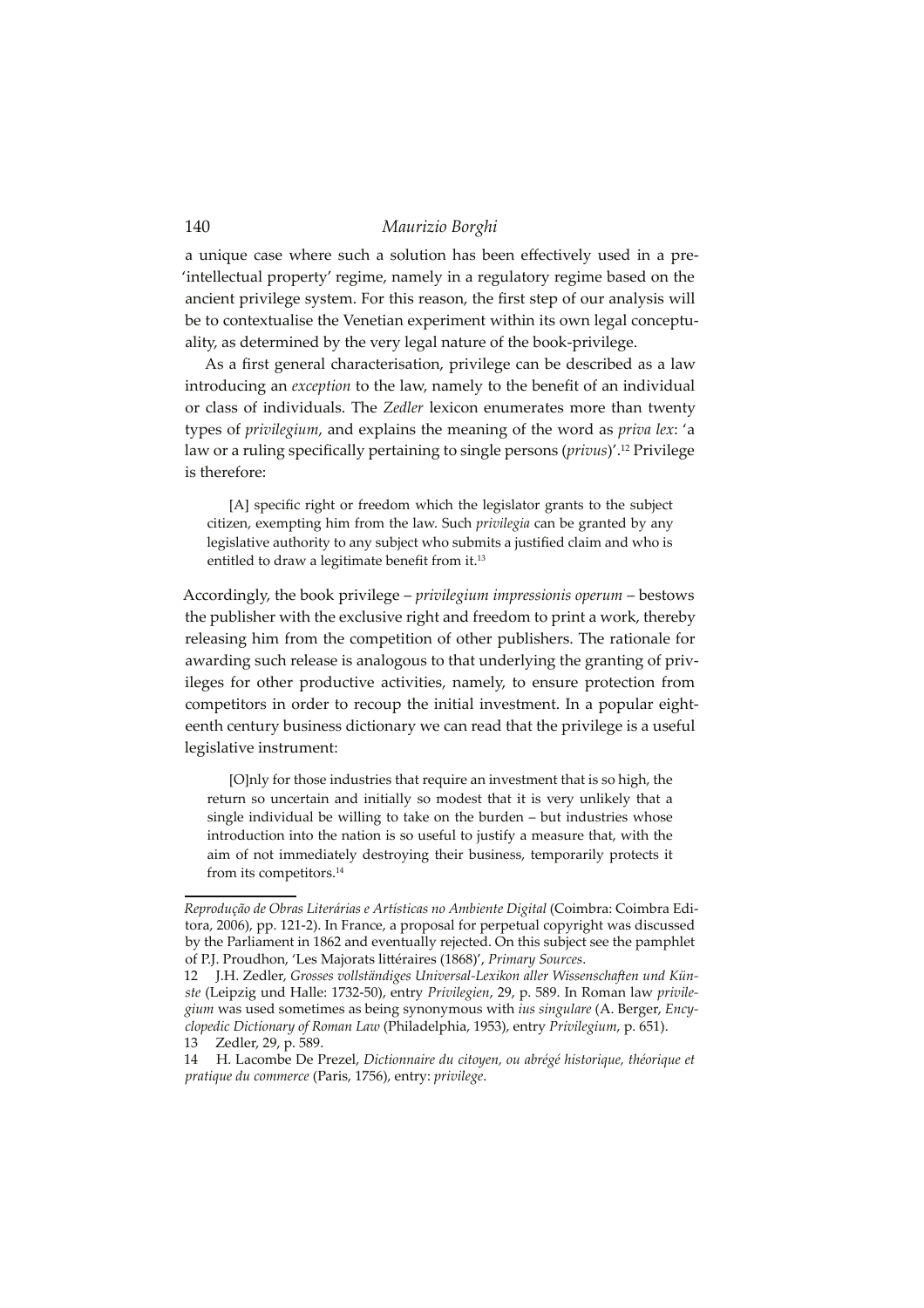a unique case where such a solution has been effectively used in a pre-'intellectual property' regime, namely in a regulatory regime based on the ancient privilege system. For this reason, the first step of our analysis will be to contextualise the Venetian experiment within its own legal conceptuality, as determined by the very legal nature of the book-privilege.

As a first general characterisation, privilege can be described as a law introducing an *exception* to the law, namely to the benefit of an individual or class of individuals. The *Zedler* lexicon enumerates more than twenty types of *privilegium*, and explains the meaning of the word as *priva lex*: 'a law or a ruling specifically pertaining to single persons (*privus*)'.[12] Privilege is therefore:

> [A] specific right or freedom which the legislator grants to the subject citizen, exempting him from the law. Such *privilegia* can be granted by any legislative authority to any subject who submits a justified claim and who is entitled to draw a legitimate benefit from it.[13]

Accordingly, the book privilege – *privilegium impressionis operum* – bestows the publisher with the exclusive right and freedom to print a work, thereby releasing him from the competition of other publishers. The rationale for awarding such release is analogous to that underlying the granting of privileges for other productive activities, namely, to ensure protection from competitors in order to recoup the initial investment. In a popular eighteenth century business dictionary we can read that the privilege is a useful legislative instrument:

> [O]nly for those industries that require an investment that is so high, the return so uncertain and initially so modest that it is very unlikely that a single individual be willing to take on the burden – but industries whose introduction into the nation is so useful to justify a measure that, with the aim of not immediately destroying their business, temporarily protects it from its competitors.[14]

---

*Reprodução de Obras Literárias e Artísticas no Ambiente Digital* (Coimbra: Coimbra Editora, 2006), pp. 121-2). In France, a proposal for perpetual copyright was discussed by the Parliament in 1862 and eventually rejected. On this subject see the pamphlet of P.J. Proudhon, 'Les Majorats littéraires (1868)', *Primary Sources*.

12 J.H. Zedler, *Grosses vollständiges Universal-Lexikon aller Wissenschaften und Künste* (Leipzig und Halle: 1732-50), entry *Privilegien*, 29, p. 589. In Roman law *privilegium* was used sometimes as being synonymous with *ius singulare* (A. Berger, *Encyclopedic Dictionary of Roman Law* (Philadelphia, 1953), entry *Privilegium*, p. 651).

13 Zedler, 29, p. 589.

14 H. Lacombe De Prezel, *Dictionnaire du citoyen, ou abrégé historique, théorique et pratique du commerce* (Paris, 1756), entry: *privilege*.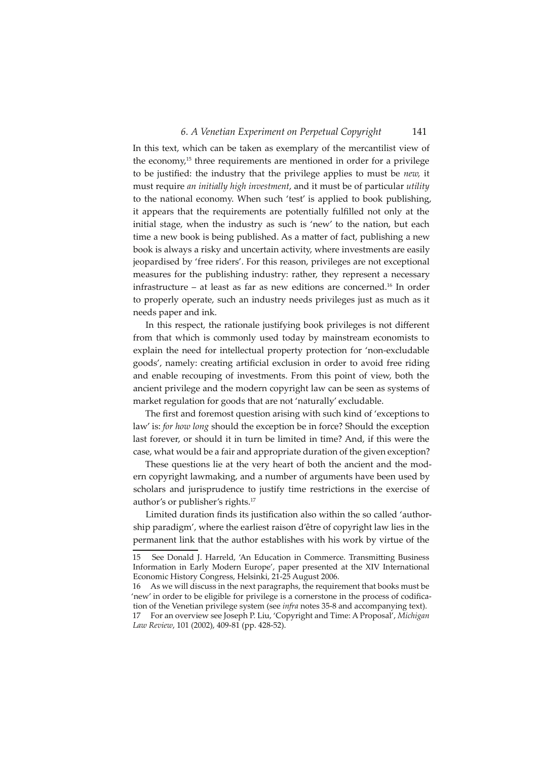In this text, which can be taken as exemplary of the mercantilist view of the economy,[15] three requirements are mentioned in order for a privilege to be justified: the industry that the privilege applies to must be *new,* it must require *an initially high investment*, and it must be of particular *utility* to the national economy. When such 'test' is applied to book publishing, it appears that the requirements are potentially fulfilled not only at the initial stage, when the industry as such is 'new' to the nation, but each time a new book is being published. As a matter of fact, publishing a new book is always a risky and uncertain activity, where investments are easily jeopardised by 'free riders'. For this reason, privileges are not exceptional measures for the publishing industry: rather, they represent a necessary infrastructure – at least as far as new editions are concerned.[16] In order to properly operate, such an industry needs privileges just as much as it needs paper and ink.

In this respect, the rationale justifying book privileges is not different from that which is commonly used today by mainstream economists to explain the need for intellectual property protection for 'non-excludable goods', namely: creating artificial exclusion in order to avoid free riding and enable recouping of investments. From this point of view, both the ancient privilege and the modern copyright law can be seen as systems of market regulation for goods that are not 'naturally' excludable.

The first and foremost question arising with such kind of 'exceptions to law' is: *for how long* should the exception be in force? Should the exception last forever, or should it in turn be limited in time? And, if this were the case, what would be a fair and appropriate duration of the given exception?

These questions lie at the very heart of both the ancient and the modern copyright lawmaking, and a number of arguments have been used by scholars and jurisprudence to justify time restrictions in the exercise of author's or publisher's rights.[17]

Limited duration finds its justification also within the so called 'authorship paradigm', where the earliest raison d'être of copyright law lies in the permanent link that the author establishes with his work by virtue of the

---

15 See Donald J. Harreld, 'An Education in Commerce. Transmitting Business Information in Early Modern Europe', paper presented at the XIV International Economic History Congress, Helsinki, 21-25 August 2006.

16 As we will discuss in the next paragraphs, the requirement that books must be 'new' in order to be eligible for privilege is a cornerstone in the process of codification of the Venetian privilege system (see *infra* notes 35-8 and accompanying text).

17 For an overview see Joseph P. Liu, 'Copyright and Time: A Proposal', *Michigan Law Review*, 101 (2002), 409-81 (pp. 428-52).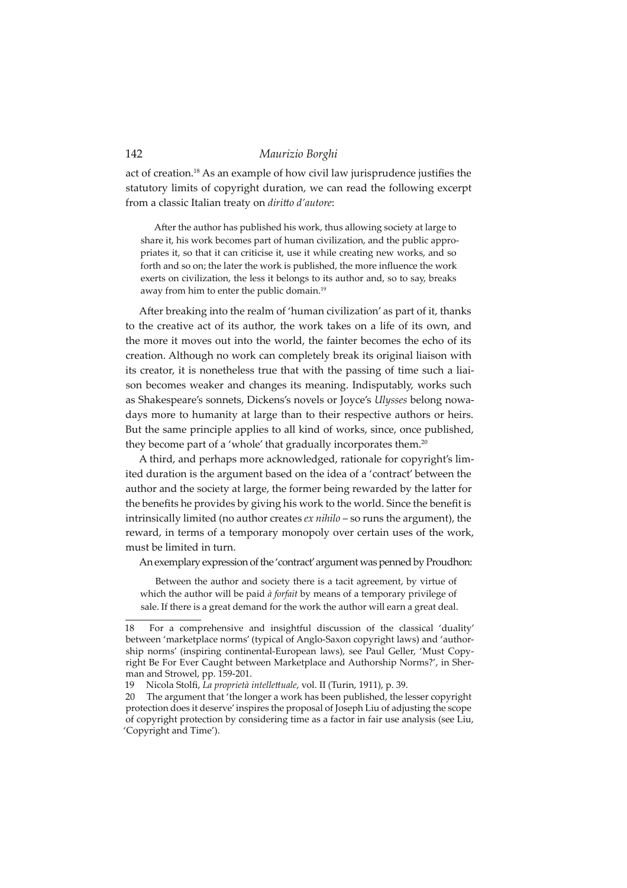act of creation.[18] As an example of how civil law jurisprudence justifies the statutory limits of copyright duration, we can read the following excerpt from a classic Italian treaty on *diritto d'autore*:

> After the author has published his work, thus allowing society at large to share it, his work becomes part of human civilization, and the public appropriates it, so that it can criticise it, use it while creating new works, and so forth and so on; the later the work is published, the more influence the work exerts on civilization, the less it belongs to its author and, so to say, breaks away from him to enter the public domain.[19]

After breaking into the realm of 'human civilization' as part of it, thanks to the creative act of its author, the work takes on a life of its own, and the more it moves out into the world, the fainter becomes the echo of its creation. Although no work can completely break its original liaison with its creator, it is nonetheless true that with the passing of time such a liaison becomes weaker and changes its meaning. Indisputably, works such as Shakespeare's sonnets, Dickens's novels or Joyce's *Ulysses* belong nowadays more to humanity at large than to their respective authors or heirs. But the same principle applies to all kind of works, since, once published, they become part of a 'whole' that gradually incorporates them.[20]

A third, and perhaps more acknowledged, rationale for copyright's limited duration is the argument based on the idea of a 'contract' between the author and the society at large, the former being rewarded by the latter for the benefits he provides by giving his work to the world. Since the benefit is intrinsically limited (no author creates *ex nihilo* – so runs the argument), the reward, in terms of a temporary monopoly over certain uses of the work, must be limited in turn.

An exemplary expression of the 'contract' argument was penned by Proudhon:

> Between the author and society there is a tacit agreement, by virtue of which the author will be paid *à forfait* by means of a temporary privilege of sale. If there is a great demand for the work the author will earn a great deal.

---

18 For a comprehensive and insightful discussion of the classical 'duality' between 'marketplace norms' (typical of Anglo-Saxon copyright laws) and 'authorship norms' (inspiring continental-European laws), see Paul Geller, 'Must Copyright Be For Ever Caught between Marketplace and Authorship Norms?', in Sherman and Strowel, pp. 159-201.

19 Nicola Stolfi, *La proprietà intellettuale*, vol. II (Turin, 1911), p. 39.

20 The argument that 'the longer a work has been published, the lesser copyright protection does it deserve' inspires the proposal of Joseph Liu of adjusting the scope of copyright protection by considering time as a factor in fair use analysis (see Liu, 'Copyright and Time').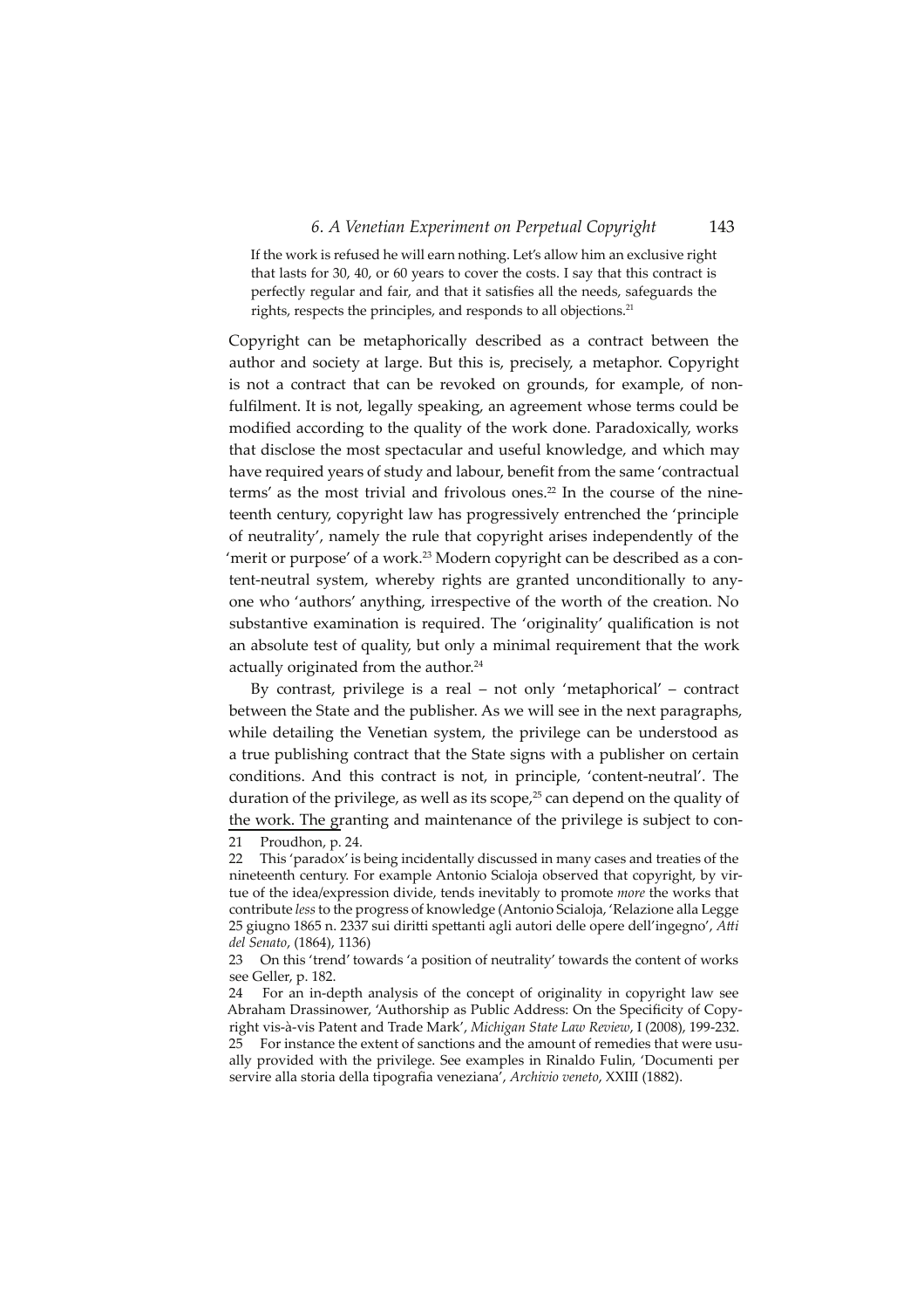> If the work is refused he will earn nothing. Let's allow him an exclusive right that lasts for 30, 40, or 60 years to cover the costs. I say that this contract is perfectly regular and fair, and that it satisfies all the needs, safeguards the rights, respects the principles, and responds to all objections.[21]

Copyright can be metaphorically described as a contract between the author and society at large. But this is, precisely, a metaphor. Copyright is not a contract that can be revoked on grounds, for example, of non-fulfilment. It is not, legally speaking, an agreement whose terms could be modified according to the quality of the work done. Paradoxically, works that disclose the most spectacular and useful knowledge, and which may have required years of study and labour, benefit from the same 'contractual terms' as the most trivial and frivolous ones.[22] In the course of the nineteenth century, copyright law has progressively entrenched the 'principle of neutrality', namely the rule that copyright arises independently of the 'merit or purpose' of a work.[23] Modern copyright can be described as a content-neutral system, whereby rights are granted unconditionally to anyone who 'authors' anything, irrespective of the worth of the creation. No substantive examination is required. The 'originality' qualification is not an absolute test of quality, but only a minimal requirement that the work actually originated from the author.[24]

By contrast, privilege is a real – not only 'metaphorical' – contract between the State and the publisher. As we will see in the next paragraphs, while detailing the Venetian system, the privilege can be understood as a true publishing contract that the State signs with a publisher on certain conditions. And this contract is not, in principle, 'content-neutral'. The duration of the privilege, as well as its scope,[25] can depend on the quality of the work. The granting and maintenance of the privilege is subject to con-

---

21 Proudhon, p. 24.

22 This 'paradox' is being incidentally discussed in many cases and treaties of the nineteenth century. For example Antonio Scialoja observed that copyright, by virtue of the idea/expression divide, tends inevitably to promote *more* the works that contribute *less* to the progress of knowledge (Antonio Scialoja, 'Relazione alla Legge 25 giugno 1865 n. 2337 sui diritti spettanti agli autori delle opere dell'ingegno', *Atti del Senato*, (1864), 1136)

23 On this 'trend' towards 'a position of neutrality' towards the content of works see Geller, p. 182.

24 For an in-depth analysis of the concept of originality in copyright law see Abraham Drassinower, 'Authorship as Public Address: On the Specificity of Copyright vis-à-vis Patent and Trade Mark', *Michigan State Law Review*, I (2008), 199-232.

25 For instance the extent of sanctions and the amount of remedies that were usually provided with the privilege. See examples in Rinaldo Fulin, 'Documenti per servire alla storia della tipografia veneziana', *Archivio veneto*, XXIII (1882).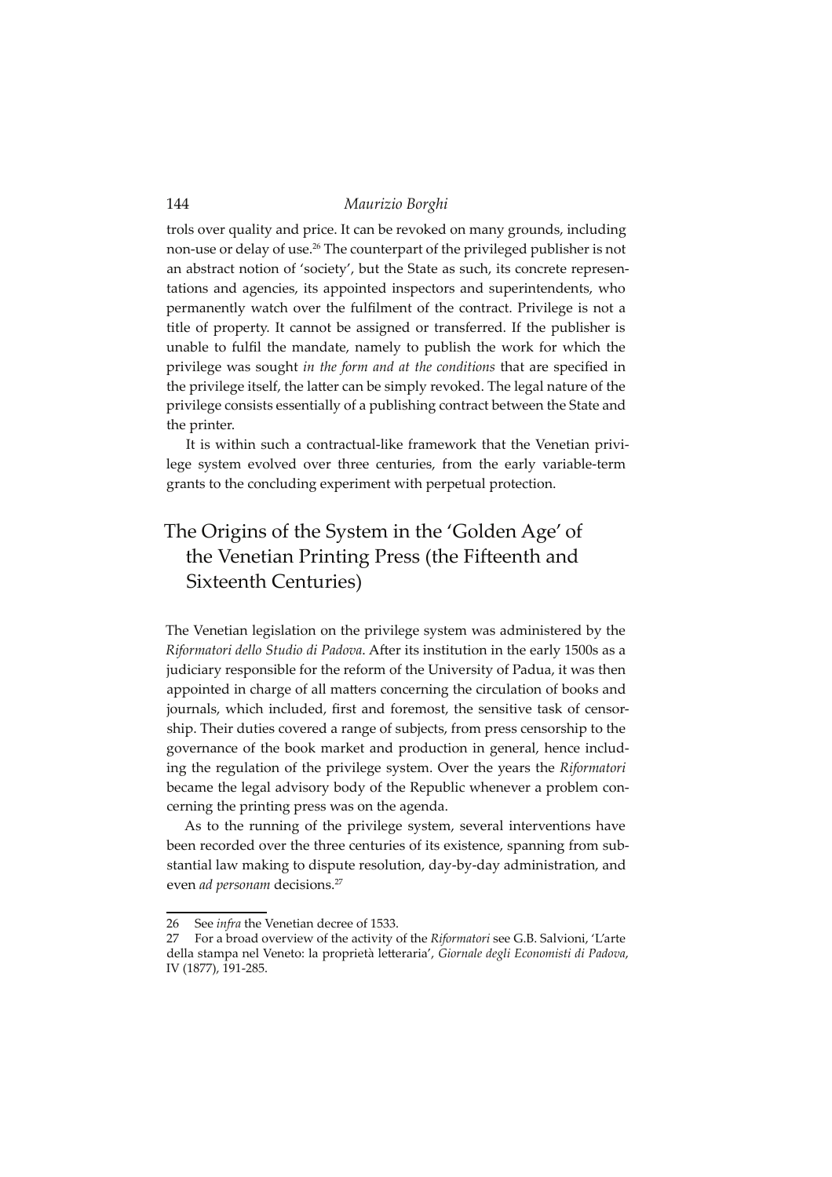trols over quality and price. It can be revoked on many grounds, including non-use or delay of use.[26] The counterpart of the privileged publisher is not an abstract notion of 'society', but the State as such, its concrete representations and agencies, its appointed inspectors and superintendents, who permanently watch over the fulfilment of the contract. Privilege is not a title of property. It cannot be assigned or transferred. If the publisher is unable to fulfil the mandate, namely to publish the work for which the privilege was sought *in the form and at the conditions* that are specified in the privilege itself, the latter can be simply revoked. The legal nature of the privilege consists essentially of a publishing contract between the State and the printer.

It is within such a contractual-like framework that the Venetian privilege system evolved over three centuries, from the early variable-term grants to the concluding experiment with perpetual protection.

## The Origins of the System in the 'Golden Age' of the Venetian Printing Press (the Fifteenth and Sixteenth Centuries)

The Venetian legislation on the privilege system was administered by the *Riformatori dello Studio di Padova*. After its institution in the early 1500s as a judiciary responsible for the reform of the University of Padua, it was then appointed in charge of all matters concerning the circulation of books and journals, which included, first and foremost, the sensitive task of censorship. Their duties covered a range of subjects, from press censorship to the governance of the book market and production in general, hence including the regulation of the privilege system. Over the years the *Riformatori* became the legal advisory body of the Republic whenever a problem concerning the printing press was on the agenda.

As to the running of the privilege system, several interventions have been recorded over the three centuries of its existence, spanning from substantial law making to dispute resolution, day-by-day administration, and even *ad personam* decisions.[27]

---

26 See *infra* the Venetian decree of 1533.

27 For a broad overview of the activity of the *Riformatori* see G.B. Salvioni, 'L'arte della stampa nel Veneto: la proprietà letteraria', *Giornale degli Economisti di Padova*, IV (1877), 191-285.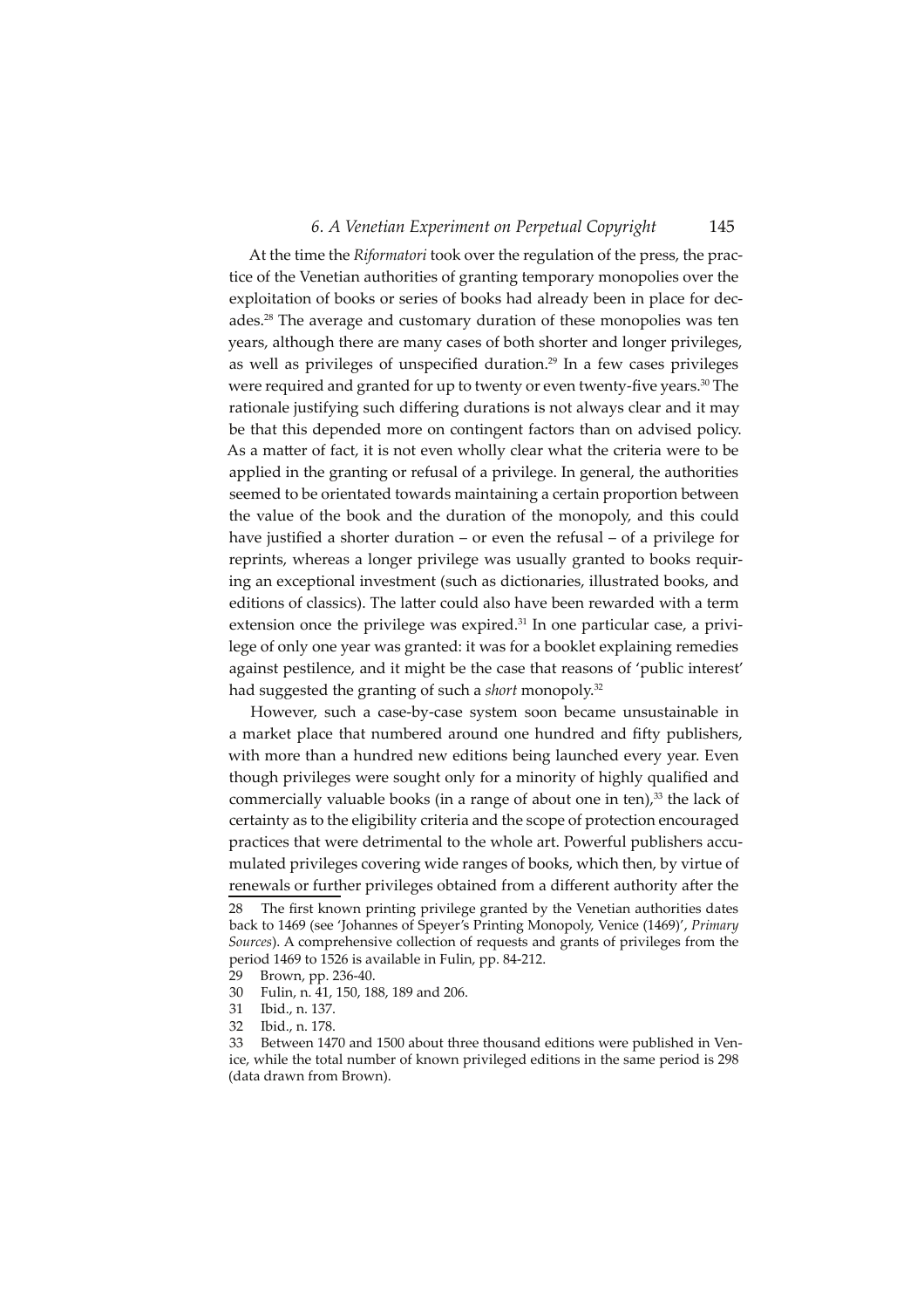At the time the *Riformatori* took over the regulation of the press, the practice of the Venetian authorities of granting temporary monopolies over the exploitation of books or series of books had already been in place for decades.[28] The average and customary duration of these monopolies was ten years, although there are many cases of both shorter and longer privileges, as well as privileges of unspecified duration.[29] In a few cases privileges were required and granted for up to twenty or even twenty-five years.[30] The rationale justifying such differing durations is not always clear and it may be that this depended more on contingent factors than on advised policy. As a matter of fact, it is not even wholly clear what the criteria were to be applied in the granting or refusal of a privilege. In general, the authorities seemed to be orientated towards maintaining a certain proportion between the value of the book and the duration of the monopoly, and this could have justified a shorter duration – or even the refusal – of a privilege for reprints, whereas a longer privilege was usually granted to books requiring an exceptional investment (such as dictionaries, illustrated books, and editions of classics). The latter could also have been rewarded with a term extension once the privilege was expired.[31] In one particular case, a privilege of only one year was granted: it was for a booklet explaining remedies against pestilence, and it might be the case that reasons of 'public interest' had suggested the granting of such a *short* monopoly.[32]

However, such a case-by-case system soon became unsustainable in a market place that numbered around one hundred and fifty publishers, with more than a hundred new editions being launched every year. Even though privileges were sought only for a minority of highly qualified and commercially valuable books (in a range of about one in ten),[33] the lack of certainty as to the eligibility criteria and the scope of protection encouraged practices that were detrimental to the whole art. Powerful publishers accumulated privileges covering wide ranges of books, which then, by virtue of renewals or further privileges obtained from a different authority after the

---

28 The first known printing privilege granted by the Venetian authorities dates back to 1469 (see 'Johannes of Speyer's Printing Monopoly, Venice (1469)', *Primary Sources*). A comprehensive collection of requests and grants of privileges from the period 1469 to 1526 is available in Fulin, pp. 84-212.

29 Brown, pp. 236-40.

30 Fulin, n. 41, 150, 188, 189 and 206.

31 Ibid., n. 137.

32 Ibid., n. 178.

33 Between 1470 and 1500 about three thousand editions were published in Venice, while the total number of known privileged editions in the same period is 298 (data drawn from Brown).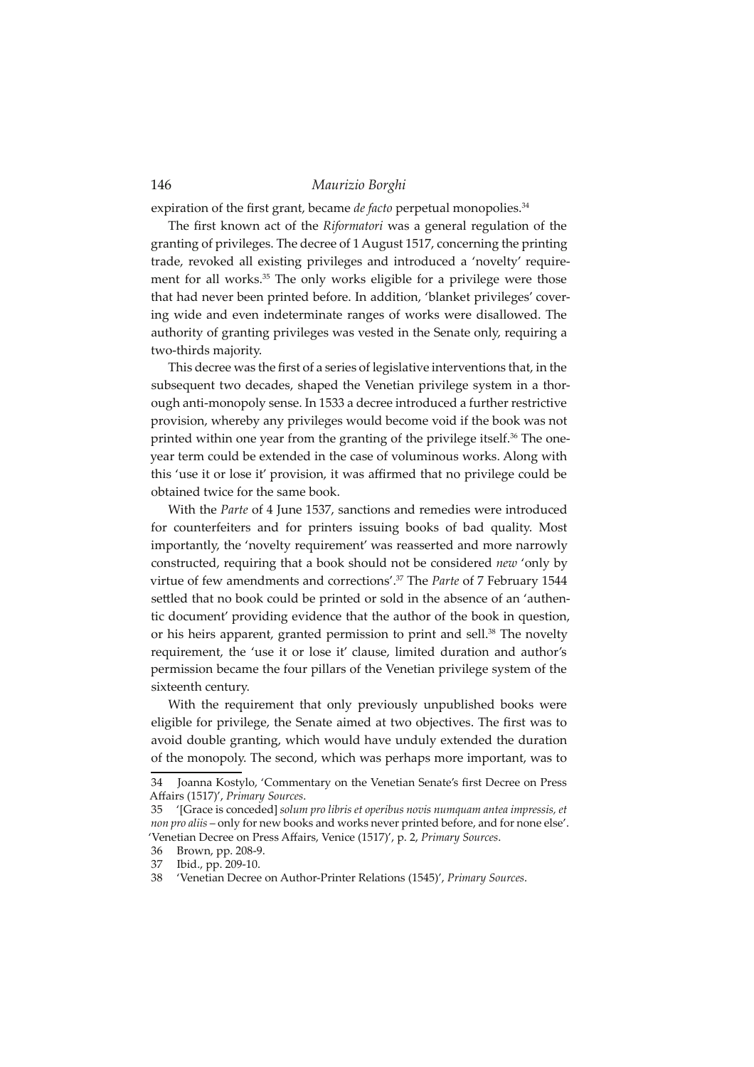expiration of the first grant, became *de facto* perpetual monopolies.[34]

The first known act of the *Riformatori* was a general regulation of the granting of privileges. The decree of 1 August 1517, concerning the printing trade, revoked all existing privileges and introduced a 'novelty' requirement for all works.[35] The only works eligible for a privilege were those that had never been printed before. In addition, 'blanket privileges' covering wide and even indeterminate ranges of works were disallowed. The authority of granting privileges was vested in the Senate only, requiring a two-thirds majority.

This decree was the first of a series of legislative interventions that, in the subsequent two decades, shaped the Venetian privilege system in a thorough anti-monopoly sense. In 1533 a decree introduced a further restrictive provision, whereby any privileges would become void if the book was not printed within one year from the granting of the privilege itself.[36] The one-year term could be extended in the case of voluminous works. Along with this 'use it or lose it' provision, it was affirmed that no privilege could be obtained twice for the same book.

With the *Parte* of 4 June 1537, sanctions and remedies were introduced for counterfeiters and for printers issuing books of bad quality. Most importantly, the 'novelty requirement' was reasserted and more narrowly constructed, requiring that a book should not be considered *new* 'only by virtue of few amendments and corrections'.[37] The *Parte* of 7 February 1544 settled that no book could be printed or sold in the absence of an 'authentic document' providing evidence that the author of the book in question, or his heirs apparent, granted permission to print and sell.[38] The novelty requirement, the 'use it or lose it' clause, limited duration and author's permission became the four pillars of the Venetian privilege system of the sixteenth century.

With the requirement that only previously unpublished books were eligible for privilege, the Senate aimed at two objectives. The first was to avoid double granting, which would have unduly extended the duration of the monopoly. The second, which was perhaps more important, was to

---

34 Joanna Kostylo, 'Commentary on the Venetian Senate's first Decree on Press Affairs (1517)', *Primary Sources*.

35 '[Grace is conceded] *solum pro libris et operibus novis numquam antea impressis, et non pro aliis* – only for new books and works never printed before, and for none else'. 'Venetian Decree on Press Affairs, Venice (1517)', p. 2, *Primary Sources*.

36 Brown, pp. 208-9.

37 Ibid., pp. 209-10.

38 'Venetian Decree on Author-Printer Relations (1545)', *Primary Sources*.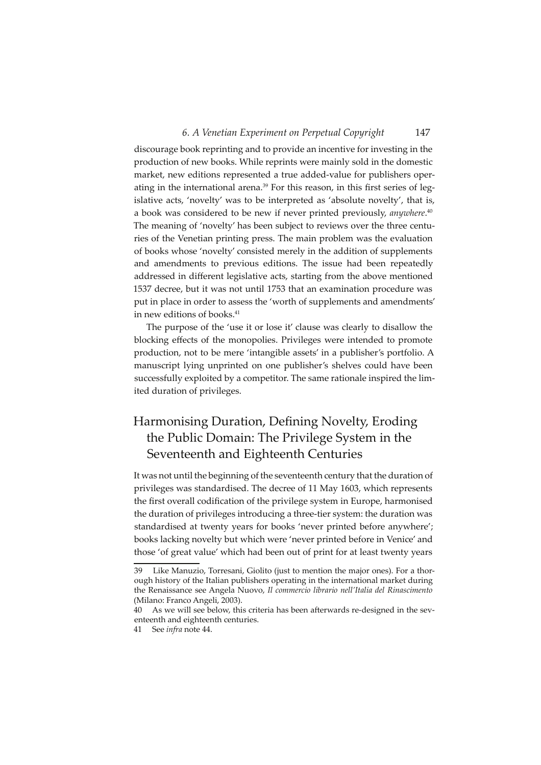discourage book reprinting and to provide an incentive for investing in the production of new books. While reprints were mainly sold in the domestic market, new editions represented a true added-value for publishers operating in the international arena.[39] For this reason, in this first series of legislative acts, 'novelty' was to be interpreted as 'absolute novelty', that is, a book was considered to be new if never printed previously, *anywhere*.[40] The meaning of 'novelty' has been subject to reviews over the three centuries of the Venetian printing press. The main problem was the evaluation of books whose 'novelty' consisted merely in the addition of supplements and amendments to previous editions. The issue had been repeatedly addressed in different legislative acts, starting from the above mentioned 1537 decree, but it was not until 1753 that an examination procedure was put in place in order to assess the 'worth of supplements and amendments' in new editions of books.[41]

The purpose of the 'use it or lose it' clause was clearly to disallow the blocking effects of the monopolies. Privileges were intended to promote production, not to be mere 'intangible assets' in a publisher's portfolio. A manuscript lying unprinted on one publisher's shelves could have been successfully exploited by a competitor. The same rationale inspired the limited duration of privileges.

## Harmonising Duration, Defining Novelty, Eroding the Public Domain: The Privilege System in the Seventeenth and Eighteenth Centuries

It was not until the beginning of the seventeenth century that the duration of privileges was standardised. The decree of 11 May 1603, which represents the first overall codification of the privilege system in Europe, harmonised the duration of privileges introducing a three-tier system: the duration was standardised at twenty years for books 'never printed before anywhere'; books lacking novelty but which were 'never printed before in Venice' and those 'of great value' which had been out of print for at least twenty years

39 Like Manuzio, Torresani, Giolito (just to mention the major ones). For a thorough history of the Italian publishers operating in the international market during the Renaissance see Angela Nuovo, *Il commercio librario nell'Italia del Rinascimento* (Milano: Franco Angeli, 2003).

40 As we will see below, this criteria has been afterwards re-designed in the seventeenth and eighteenth centuries.

41 See *infra* note 44.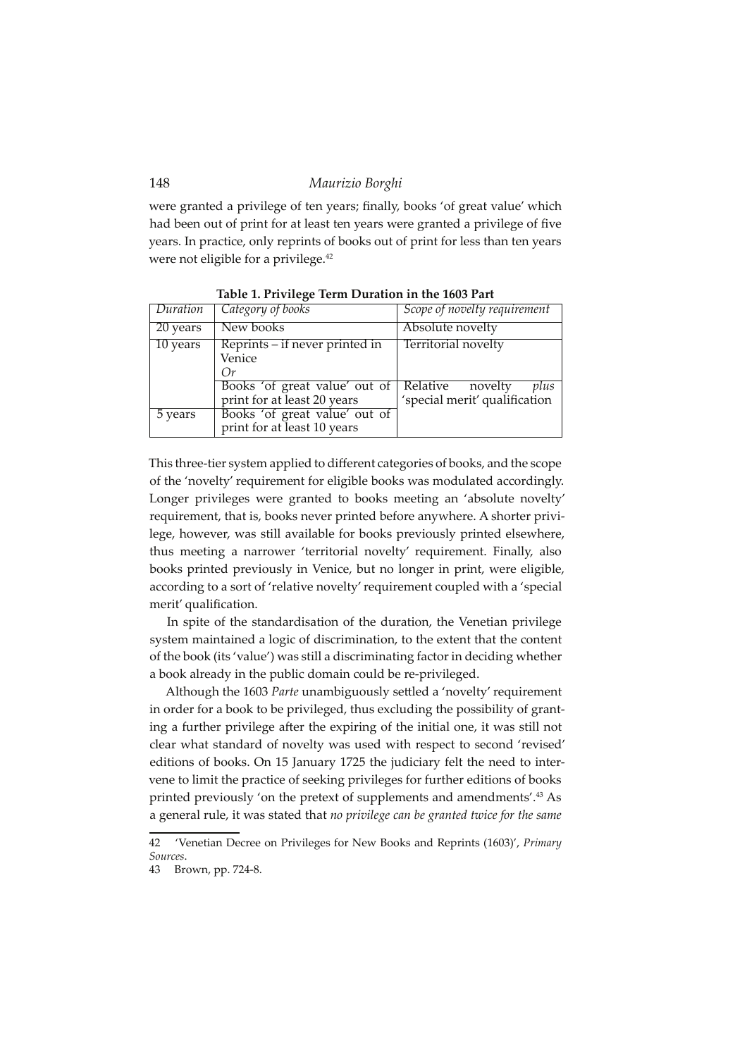were granted a privilege of ten years; finally, books 'of great value' which had been out of print for at least ten years were granted a privilege of five years. In practice, only reprints of books out of print for less than ten years were not eligible for a privilege.[42]

**Table 1. Privilege Term Duration in the 1603 Part**

| *Duration* | *Category of books* | *Scope of novelty requirement* |
|---|---|---|
| 20 years | New books | Absolute novelty |
| 10 years | Reprints – if never printed in Venice<br>*Or* | Territorial novelty |
| | Books 'of great value' out of print for at least 20 years | Relative novelty *plus* 'special merit' qualification |
| 5 years | Books 'of great value' out of print for at least 10 years | |

This three-tier system applied to different categories of books, and the scope of the 'novelty' requirement for eligible books was modulated accordingly. Longer privileges were granted to books meeting an 'absolute novelty' requirement, that is, books never printed before anywhere. A shorter privilege, however, was still available for books previously printed elsewhere, thus meeting a narrower 'territorial novelty' requirement. Finally, also books printed previously in Venice, but no longer in print, were eligible, according to a sort of 'relative novelty' requirement coupled with a 'special merit' qualification.

In spite of the standardisation of the duration, the Venetian privilege system maintained a logic of discrimination, to the extent that the content of the book (its 'value') was still a discriminating factor in deciding whether a book already in the public domain could be re-privileged.

Although the 1603 *Parte* unambiguously settled a 'novelty' requirement in order for a book to be privileged, thus excluding the possibility of granting a further privilege after the expiring of the initial one, it was still not clear what standard of novelty was used with respect to second 'revised' editions of books. On 15 January 1725 the judiciary felt the need to intervene to limit the practice of seeking privileges for further editions of books printed previously 'on the pretext of supplements and amendments'.[43] As a general rule, it was stated that *no privilege can be granted twice for the same*

42 'Venetian Decree on Privileges for New Books and Reprints (1603)', *Primary Sources*.

43 Brown, pp. 724-8.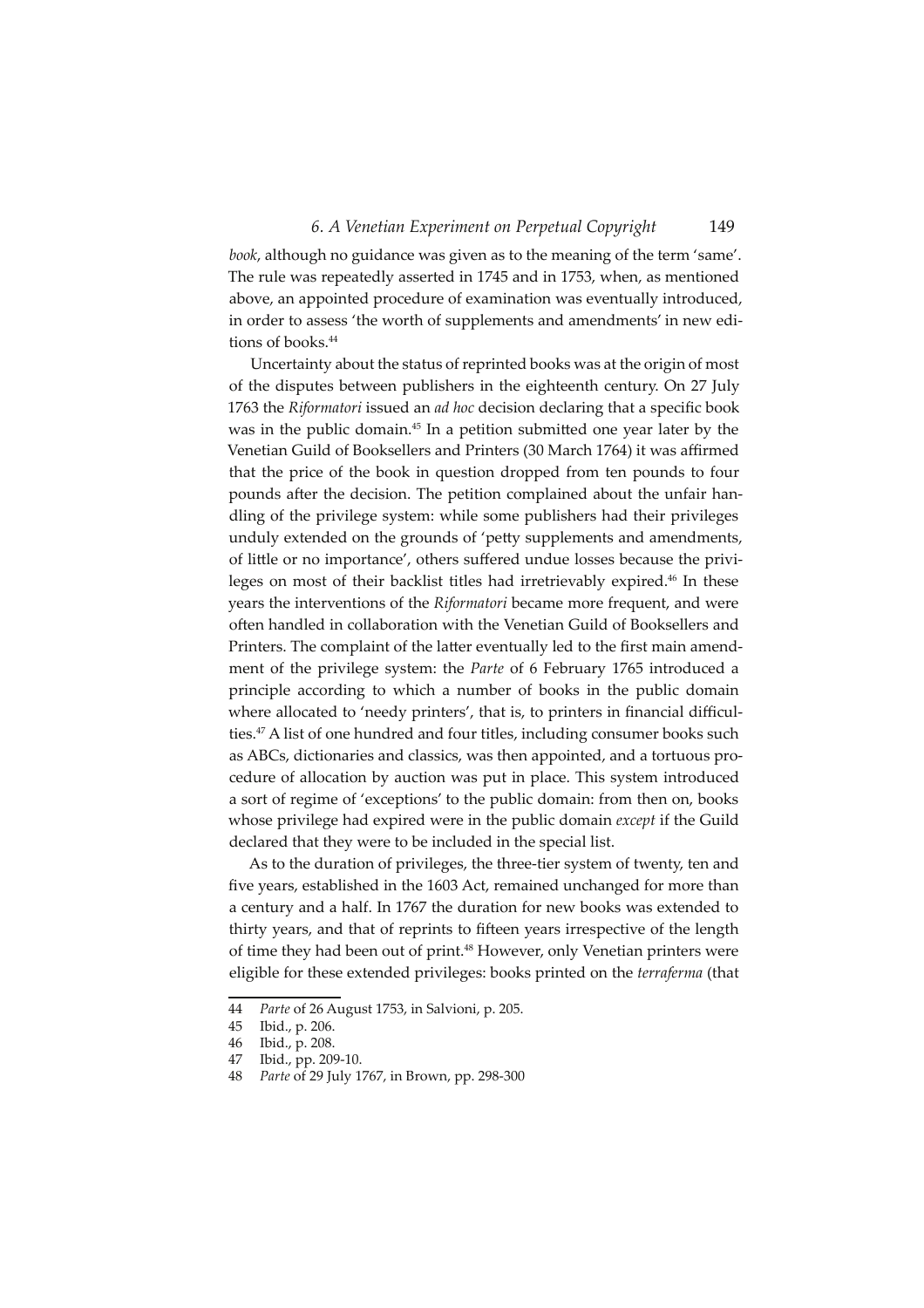*book*, although no guidance was given as to the meaning of the term 'same'. The rule was repeatedly asserted in 1745 and in 1753, when, as mentioned above, an appointed procedure of examination was eventually introduced, in order to assess 'the worth of supplements and amendments' in new editions of books.[44]

Uncertainty about the status of reprinted books was at the origin of most of the disputes between publishers in the eighteenth century. On 27 July 1763 the *Riformatori* issued an *ad hoc* decision declaring that a specific book was in the public domain.[45] In a petition submitted one year later by the Venetian Guild of Booksellers and Printers (30 March 1764) it was affirmed that the price of the book in question dropped from ten pounds to four pounds after the decision. The petition complained about the unfair handling of the privilege system: while some publishers had their privileges unduly extended on the grounds of 'petty supplements and amendments, of little or no importance', others suffered undue losses because the privileges on most of their backlist titles had irretrievably expired.[46] In these years the interventions of the *Riformatori* became more frequent, and were often handled in collaboration with the Venetian Guild of Booksellers and Printers. The complaint of the latter eventually led to the first main amendment of the privilege system: the *Parte* of 6 February 1765 introduced a principle according to which a number of books in the public domain where allocated to 'needy printers', that is, to printers in financial difficulties.[47] A list of one hundred and four titles, including consumer books such as ABCs, dictionaries and classics, was then appointed, and a tortuous procedure of allocation by auction was put in place. This system introduced a sort of regime of 'exceptions' to the public domain: from then on, books whose privilege had expired were in the public domain *except* if the Guild declared that they were to be included in the special list.

As to the duration of privileges, the three-tier system of twenty, ten and five years, established in the 1603 Act, remained unchanged for more than a century and a half. In 1767 the duration for new books was extended to thirty years, and that of reprints to fifteen years irrespective of the length of time they had been out of print.[48] However, only Venetian printers were eligible for these extended privileges: books printed on the *terraferma* (that

---

44 *Parte* of 26 August 1753, in Salvioni, p. 205.

45 Ibid., p. 206.

46 Ibid., p. 208.

47 Ibid., pp. 209-10.

48 *Parte* of 29 July 1767, in Brown, pp. 298-300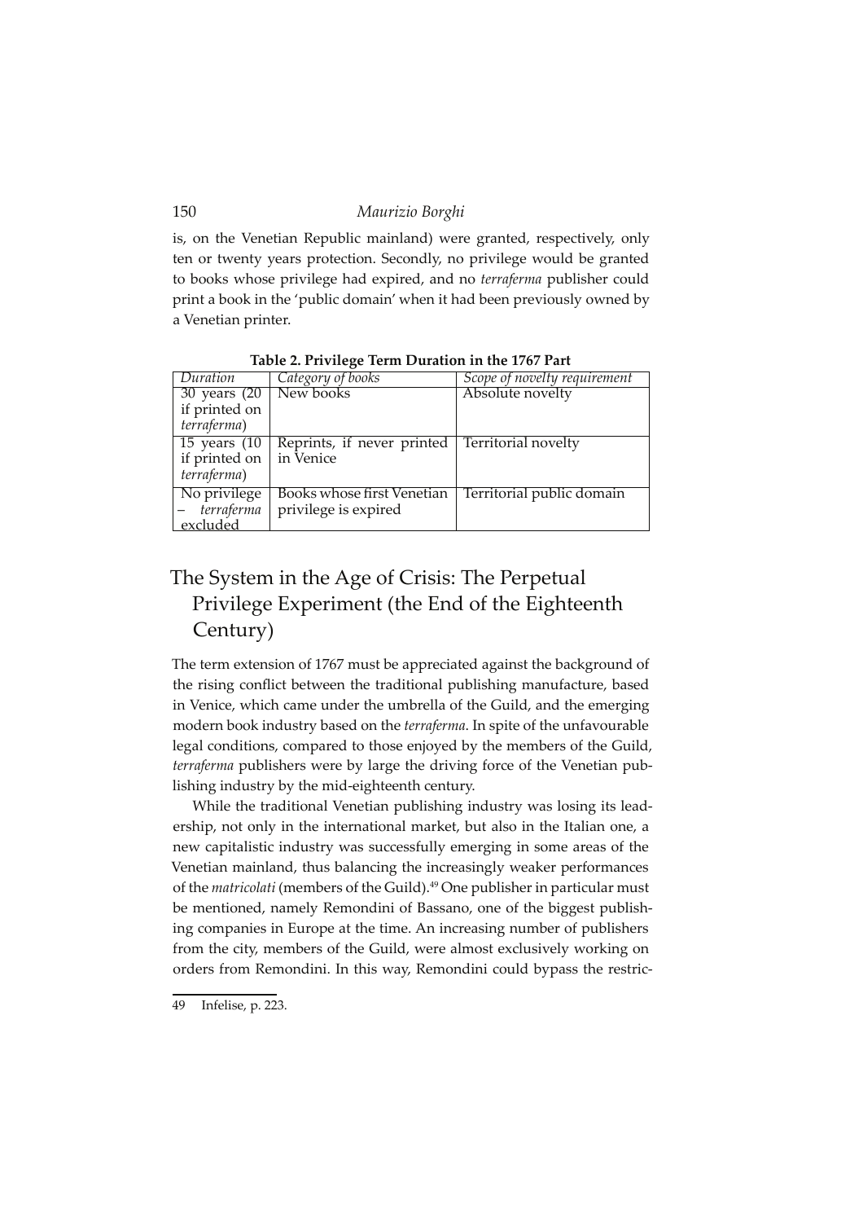is, on the Venetian Republic mainland) were granted, respectively, only ten or twenty years protection. Secondly, no privilege would be granted to books whose privilege had expired, and no *terraferma* publisher could print a book in the 'public domain' when it had been previously owned by a Venetian printer.

**Table 2. Privilege Term Duration in the 1767 Part**

| *Duration* | *Category of books* | *Scope of novelty requirement* |
|---|---|---|
| 30 years (20 if printed on *terraferma*) | New books | Absolute novelty |
| 15 years (10 if printed on *terraferma*) | Reprints, if never printed in Venice | Territorial novelty |
| No privilege – *terraferma* excluded | Books whose first Venetian privilege is expired | Territorial public domain |

## The System in the Age of Crisis: The Perpetual Privilege Experiment (the End of the Eighteenth Century)

The term extension of 1767 must be appreciated against the background of the rising conflict between the traditional publishing manufacture, based in Venice, which came under the umbrella of the Guild, and the emerging modern book industry based on the *terraferma*. In spite of the unfavourable legal conditions, compared to those enjoyed by the members of the Guild, *terraferma* publishers were by large the driving force of the Venetian publishing industry by the mid-eighteenth century.

While the traditional Venetian publishing industry was losing its leadership, not only in the international market, but also in the Italian one, a new capitalistic industry was successfully emerging in some areas of the Venetian mainland, thus balancing the increasingly weaker performances of the *matricolati* (members of the Guild).[49] One publisher in particular must be mentioned, namely Remondini of Bassano, one of the biggest publishing companies in Europe at the time. An increasing number of publishers from the city, members of the Guild, were almost exclusively working on orders from Remondini. In this way, Remondini could bypass the restric-

49 Infelise, p. 223.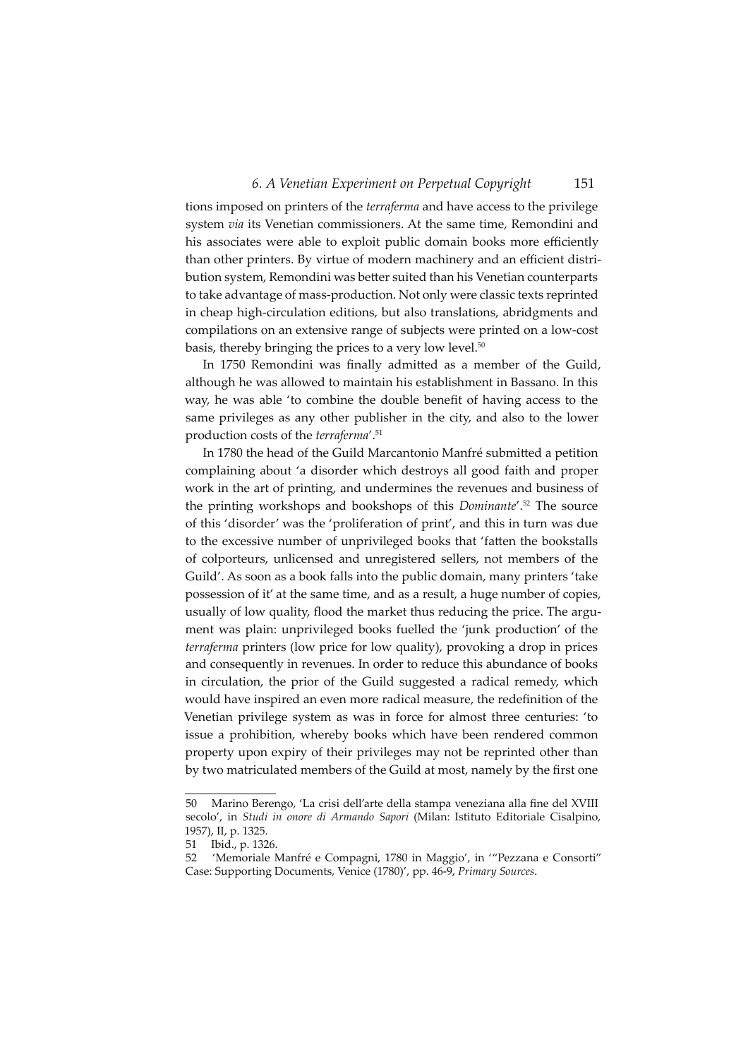tions imposed on printers of the *terraferma* and have access to the privilege system *via* its Venetian commissioners. At the same time, Remondini and his associates were able to exploit public domain books more efficiently than other printers. By virtue of modern machinery and an efficient distribution system, Remondini was better suited than his Venetian counterparts to take advantage of mass-production. Not only were classic texts reprinted in cheap high-circulation editions, but also translations, abridgments and compilations on an extensive range of subjects were printed on a low-cost basis, thereby bringing the prices to a very low level.[50]

In 1750 Remondini was finally admitted as a member of the Guild, although he was allowed to maintain his establishment in Bassano. In this way, he was able 'to combine the double benefit of having access to the same privileges as any other publisher in the city, and also to the lower production costs of the *terraferma*'.[51]

In 1780 the head of the Guild Marcantonio Manfré submitted a petition complaining about 'a disorder which destroys all good faith and proper work in the art of printing, and undermines the revenues and business of the printing workshops and bookshops of this *Dominante*'.[52] The source of this 'disorder' was the 'proliferation of print', and this in turn was due to the excessive number of unprivileged books that 'fatten the bookstalls of colporteurs, unlicensed and unregistered sellers, not members of the Guild'. As soon as a book falls into the public domain, many printers 'take possession of it' at the same time, and as a result, a huge number of copies, usually of low quality, flood the market thus reducing the price. The argument was plain: unprivileged books fuelled the 'junk production' of the *terraferma* printers (low price for low quality), provoking a drop in prices and consequently in revenues. In order to reduce this abundance of books in circulation, the prior of the Guild suggested a radical remedy, which would have inspired an even more radical measure, the redefinition of the Venetian privilege system as was in force for almost three centuries: 'to issue a prohibition, whereby books which have been rendered common property upon expiry of their privileges may not be reprinted other than by two matriculated members of the Guild at most, namely by the first one

---

50 Marino Berengo, 'La crisi dell'arte della stampa veneziana alla fine del XVIII secolo', in *Studi in onore di Armando Sapori* (Milan: Istituto Editoriale Cisalpino, 1957), II, p. 1325.

51 Ibid., p. 1326.

52 'Memoriale Manfré e Compagni, 1780 in Maggio', in '"Pezzana e Consorti" Case: Supporting Documents, Venice (1780)', pp. 46-9, *Primary Sources*.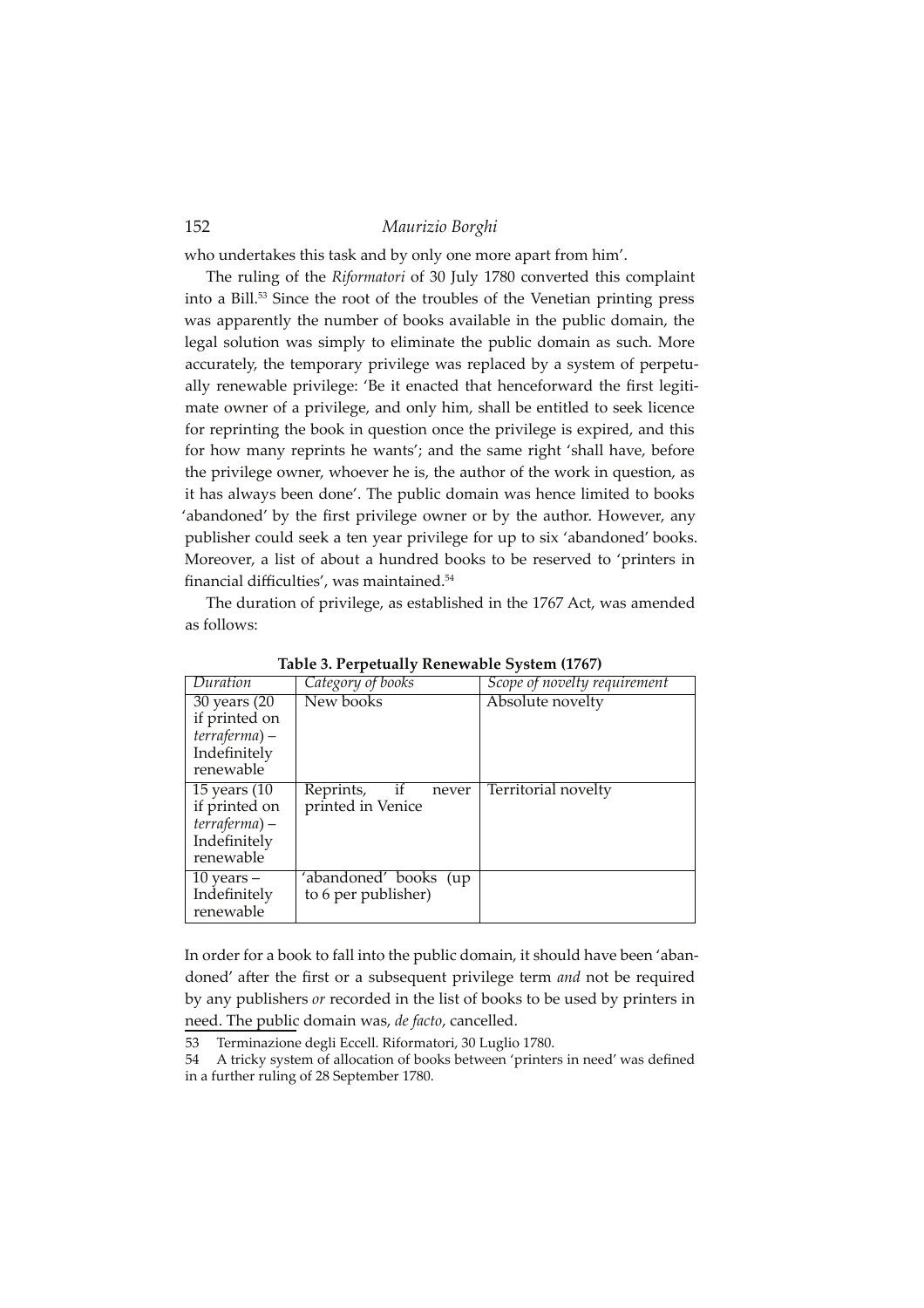who undertakes this task and by only one more apart from him'.

The ruling of the *Riformatori* of 30 July 1780 converted this complaint into a Bill.[53] Since the root of the troubles of the Venetian printing press was apparently the number of books available in the public domain, the legal solution was simply to eliminate the public domain as such. More accurately, the temporary privilege was replaced by a system of perpetually renewable privilege: 'Be it enacted that henceforward the first legitimate owner of a privilege, and only him, shall be entitled to seek licence for reprinting the book in question once the privilege is expired, and this for how many reprints he wants'; and the same right 'shall have, before the privilege owner, whoever he is, the author of the work in question, as it has always been done'. The public domain was hence limited to books 'abandoned' by the first privilege owner or by the author. However, any publisher could seek a ten year privilege for up to six 'abandoned' books. Moreover, a list of about a hundred books to be reserved to 'printers in financial difficulties', was maintained.[54]

The duration of privilege, as established in the 1767 Act, was amended as follows:

**Table 3. Perpetually Renewable System (1767)**

| *Duration* | *Category of books* | *Scope of novelty requirement* |
|---|---|---|
| 30 years (20 if printed on *terraferma*) – Indefinitely renewable | New books | Absolute novelty |
| 15 years (10 if printed on *terraferma*) – Indefinitely renewable | Reprints, if never printed in Venice | Territorial novelty |
| 10 years – Indefinitely renewable | 'abandoned' books (up to 6 per publisher) | |

In order for a book to fall into the public domain, it should have been 'abandoned' after the first or a subsequent privilege term *and* not be required by any publishers *or* recorded in the list of books to be used by printers in need. The public domain was, *de facto*, cancelled.

53 Terminazione degli Eccell. Riformatori, 30 Luglio 1780.

54 A tricky system of allocation of books between 'printers in need' was defined in a further ruling of 28 September 1780.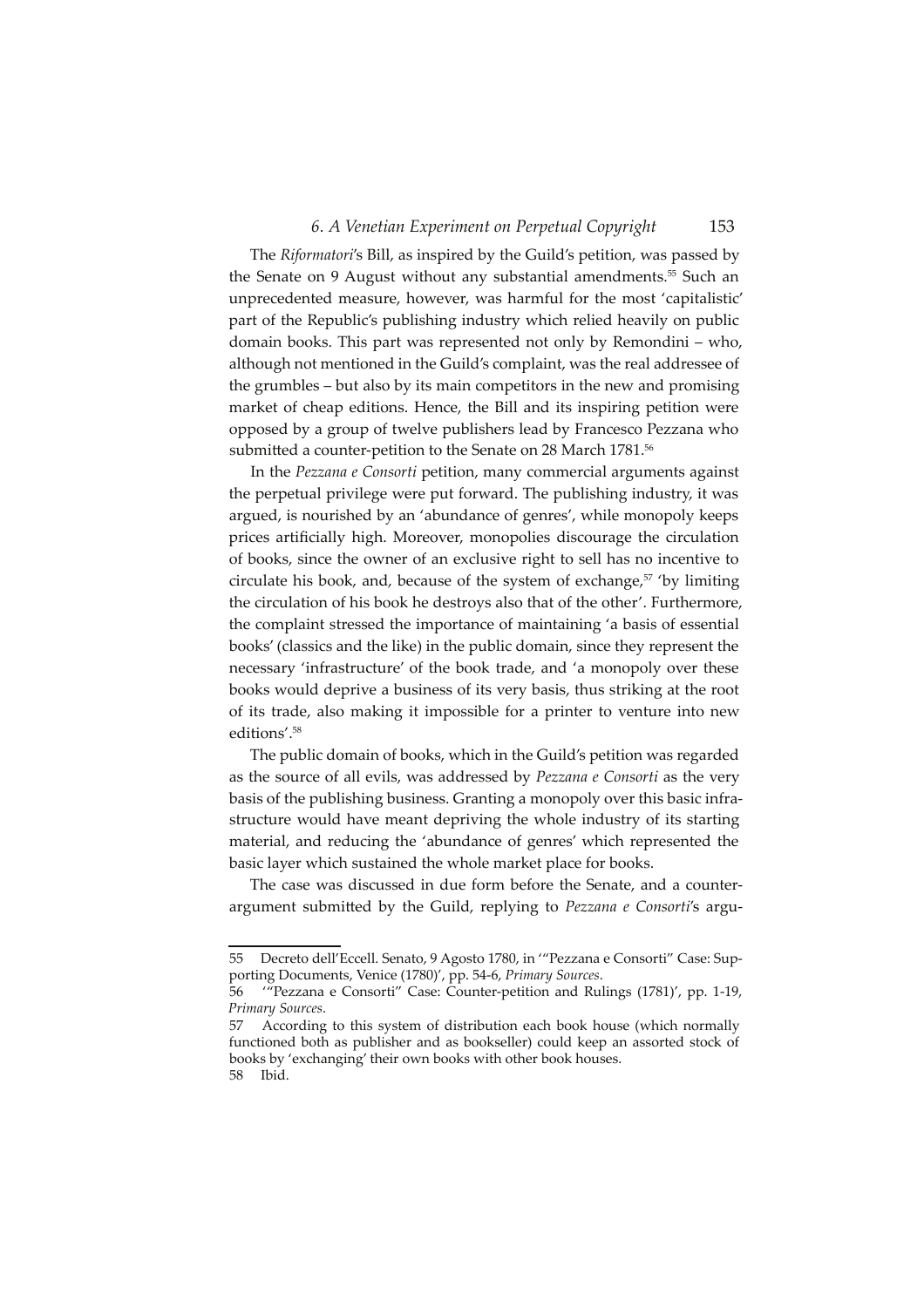The *Riformatori*'s Bill, as inspired by the Guild's petition, was passed by the Senate on 9 August without any substantial amendments.[55] Such an unprecedented measure, however, was harmful for the most 'capitalistic' part of the Republic's publishing industry which relied heavily on public domain books. This part was represented not only by Remondini – who, although not mentioned in the Guild's complaint, was the real addressee of the grumbles – but also by its main competitors in the new and promising market of cheap editions. Hence, the Bill and its inspiring petition were opposed by a group of twelve publishers lead by Francesco Pezzana who submitted a counter-petition to the Senate on 28 March 1781.[56]

In the *Pezzana e Consorti* petition, many commercial arguments against the perpetual privilege were put forward. The publishing industry, it was argued, is nourished by an 'abundance of genres', while monopoly keeps prices artificially high. Moreover, monopolies discourage the circulation of books, since the owner of an exclusive right to sell has no incentive to circulate his book, and, because of the system of exchange,[57] 'by limiting the circulation of his book he destroys also that of the other'. Furthermore, the complaint stressed the importance of maintaining 'a basis of essential books' (classics and the like) in the public domain, since they represent the necessary 'infrastructure' of the book trade, and 'a monopoly over these books would deprive a business of its very basis, thus striking at the root of its trade, also making it impossible for a printer to venture into new editions'.[58]

The public domain of books, which in the Guild's petition was regarded as the source of all evils, was addressed by *Pezzana e Consorti* as the very basis of the publishing business. Granting a monopoly over this basic infrastructure would have meant depriving the whole industry of its starting material, and reducing the 'abundance of genres' which represented the basic layer which sustained the whole market place for books.

The case was discussed in due form before the Senate, and a counter-argument submitted by the Guild, replying to *Pezzana e Consorti*'s argu-

---

55 Decreto dell'Eccell. Senato, 9 Agosto 1780, in '"Pezzana e Consorti" Case: Supporting Documents, Venice (1780)', pp. 54-6, *Primary Sources*.

56 '"Pezzana e Consorti" Case: Counter-petition and Rulings (1781)', pp. 1-19, *Primary Sources*.

57 According to this system of distribution each book house (which normally functioned both as publisher and as bookseller) could keep an assorted stock of books by 'exchanging' their own books with other book houses.

58 Ibid.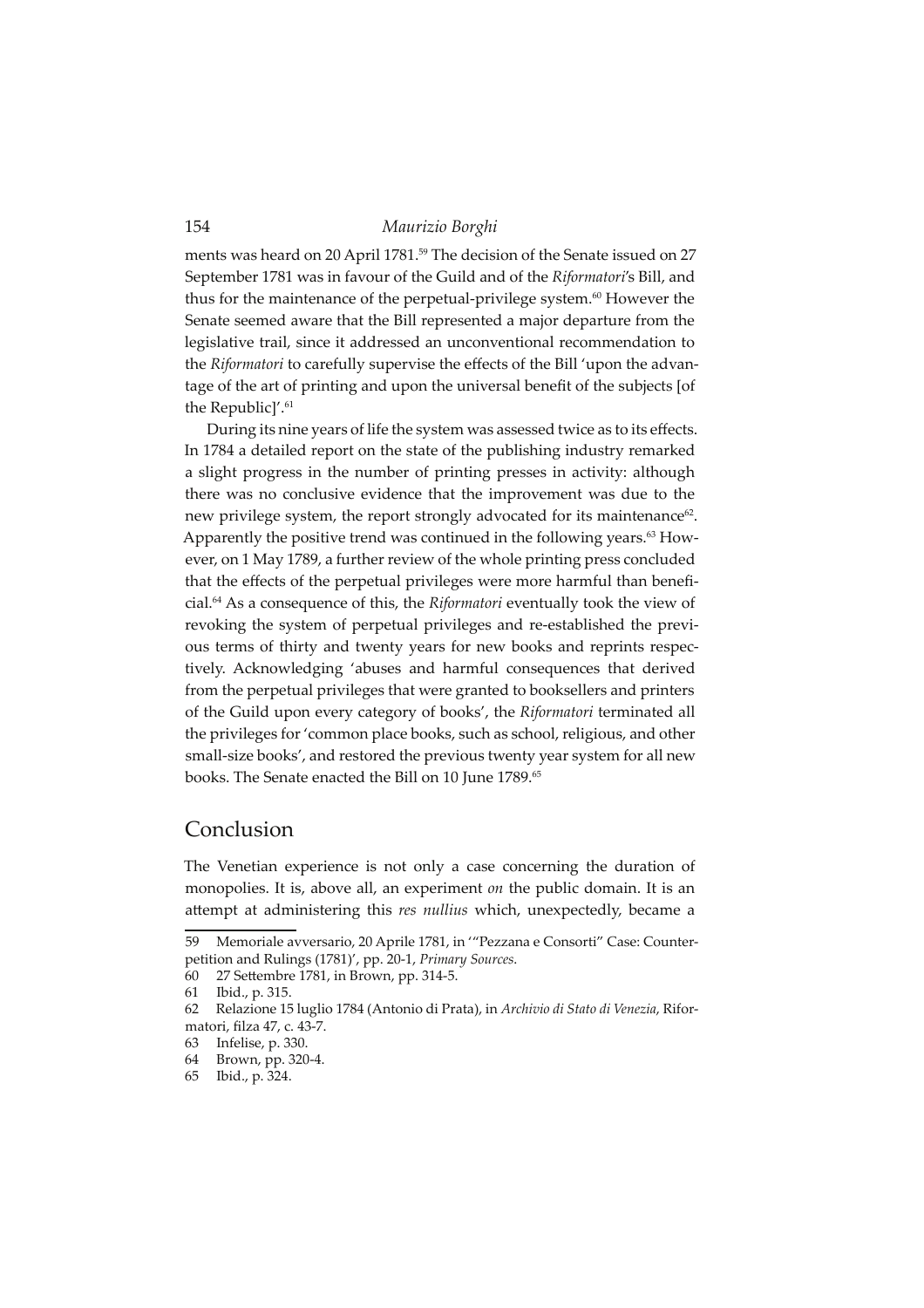ments was heard on 20 April 1781.[59] The decision of the Senate issued on 27 September 1781 was in favour of the Guild and of the *Riformatori*'s Bill, and thus for the maintenance of the perpetual-privilege system.[60] However the Senate seemed aware that the Bill represented a major departure from the legislative trail, since it addressed an unconventional recommendation to the *Riformatori* to carefully supervise the effects of the Bill 'upon the advantage of the art of printing and upon the universal benefit of the subjects [of the Republic]'.[61]

During its nine years of life the system was assessed twice as to its effects. In 1784 a detailed report on the state of the publishing industry remarked a slight progress in the number of printing presses in activity: although there was no conclusive evidence that the improvement was due to the new privilege system, the report strongly advocated for its maintenance[62]. Apparently the positive trend was continued in the following years.[63] However, on 1 May 1789, a further review of the whole printing press concluded that the effects of the perpetual privileges were more harmful than beneficial.[64] As a consequence of this, the *Riformatori* eventually took the view of revoking the system of perpetual privileges and re-established the previous terms of thirty and twenty years for new books and reprints respectively. Acknowledging 'abuses and harmful consequences that derived from the perpetual privileges that were granted to booksellers and printers of the Guild upon every category of books', the *Riformatori* terminated all the privileges for 'common place books, such as school, religious, and other small-size books', and restored the previous twenty year system for all new books. The Senate enacted the Bill on 10 June 1789.[65]

## Conclusion

The Venetian experience is not only a case concerning the duration of monopolies. It is, above all, an experiment *on* the public domain. It is an attempt at administering this *res nullius* which, unexpectedly, became a

59 Memoriale avversario, 20 Aprile 1781, in '"Pezzana e Consorti" Case: Counterpetition and Rulings (1781)', pp. 20-1, *Primary Sources*.

60 27 Settembre 1781, in Brown, pp. 314-5.

61 Ibid., p. 315.

62 Relazione 15 luglio 1784 (Antonio di Prata), in *Archivio di Stato di Venezia*, Riformatori, filza 47, c. 43-7.

63 Infelise, p. 330.

64 Brown, pp. 320-4.

65 Ibid., p. 324.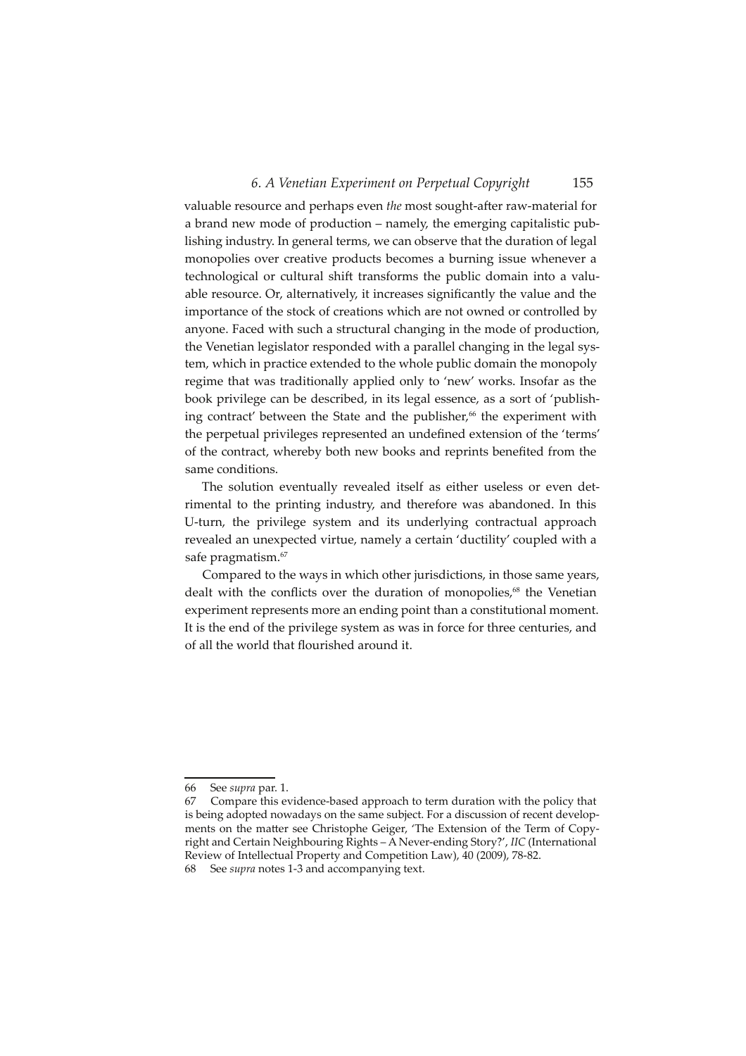valuable resource and perhaps even *the* most sought-after raw-material for a brand new mode of production – namely, the emerging capitalistic publishing industry. In general terms, we can observe that the duration of legal monopolies over creative products becomes a burning issue whenever a technological or cultural shift transforms the public domain into a valuable resource. Or, alternatively, it increases significantly the value and the importance of the stock of creations which are not owned or controlled by anyone. Faced with such a structural changing in the mode of production, the Venetian legislator responded with a parallel changing in the legal system, which in practice extended to the whole public domain the monopoly regime that was traditionally applied only to 'new' works. Insofar as the book privilege can be described, in its legal essence, as a sort of 'publishing contract' between the State and the publisher,[66] the experiment with the perpetual privileges represented an undefined extension of the 'terms' of the contract, whereby both new books and reprints benefited from the same conditions.

The solution eventually revealed itself as either useless or even detrimental to the printing industry, and therefore was abandoned. In this U-turn, the privilege system and its underlying contractual approach revealed an unexpected virtue, namely a certain 'ductility' coupled with a safe pragmatism.[67]

Compared to the ways in which other jurisdictions, in those same years, dealt with the conflicts over the duration of monopolies,[68] the Venetian experiment represents more an ending point than a constitutional moment. It is the end of the privilege system as was in force for three centuries, and of all the world that flourished around it.

---

66 See *supra* par. 1.

67 Compare this evidence-based approach to term duration with the policy that is being adopted nowadays on the same subject. For a discussion of recent developments on the matter see Christophe Geiger, 'The Extension of the Term of Copyright and Certain Neighbouring Rights – A Never-ending Story?', *IIC* (International Review of Intellectual Property and Competition Law), 40 (2009), 78-82.

68 See *supra* notes 1-3 and accompanying text.